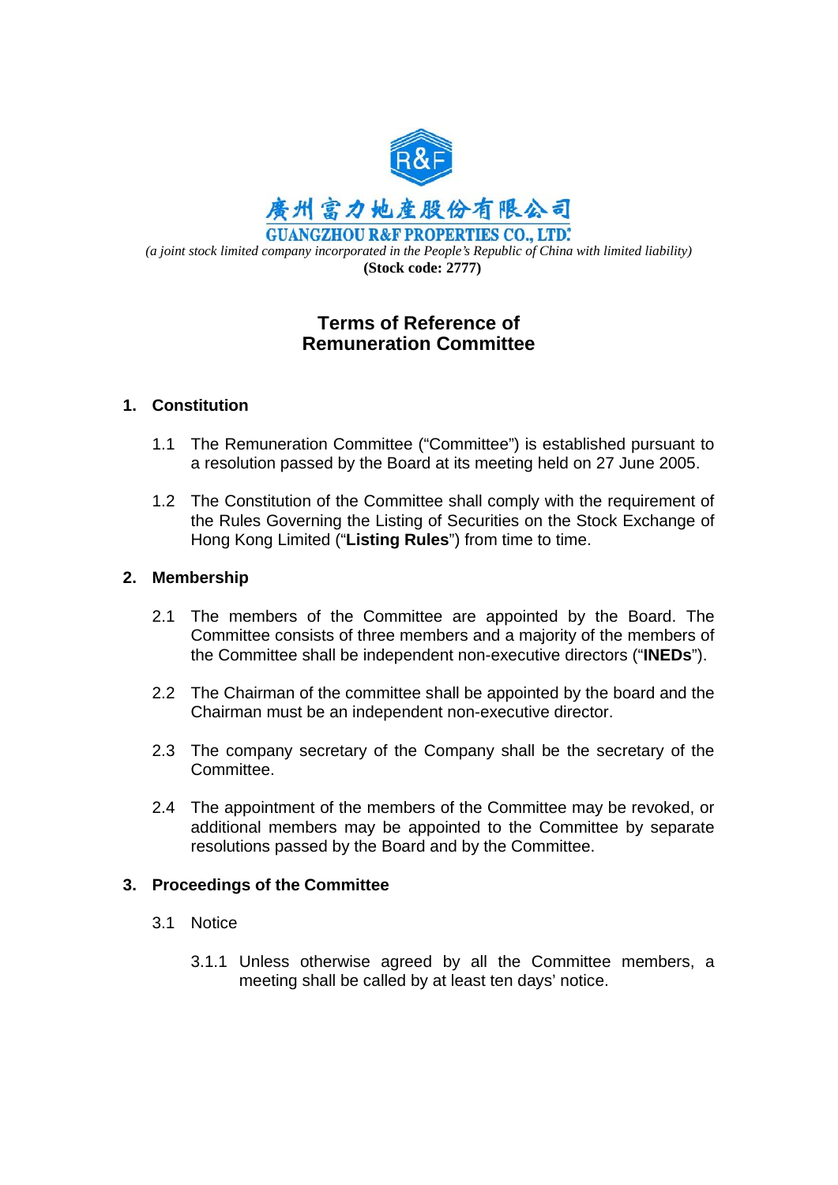廣州富力地產股份有限公司

**GUANGZHOU R&F PROPERTIES CO., LTD.***

*(a joint stock limited company incorporated in the People's Republic of China with limited liability)*

**(Stock code: 2777)**

# Terms of Reference of Remuneration Committee

## 1. Constitution

1.1 The Remuneration Committee ("Committee") is established pursuant to a resolution passed by the Board at its meeting held on 27 June 2005.

1.2 The Constitution of the Committee shall comply with the requirement of the Rules Governing the Listing of Securities on the Stock Exchange of Hong Kong Limited ("**Listing Rules**") from time to time.

## 2. Membership

2.1 The members of the Committee are appointed by the Board. The Committee consists of three members and a majority of the members of the Committee shall be independent non-executive directors ("**INEDs**").

2.2 The Chairman of the committee shall be appointed by the board and the Chairman must be an independent non-executive director.

2.3 The company secretary of the Company shall be the secretary of the Committee.

2.4 The appointment of the members of the Committee may be revoked, or additional members may be appointed to the Committee by separate resolutions passed by the Board and by the Committee.

## 3. Proceedings of the Committee

3.1 Notice

3.1.1 Unless otherwise agreed by all the Committee members, a meeting shall be called by at least ten days' notice.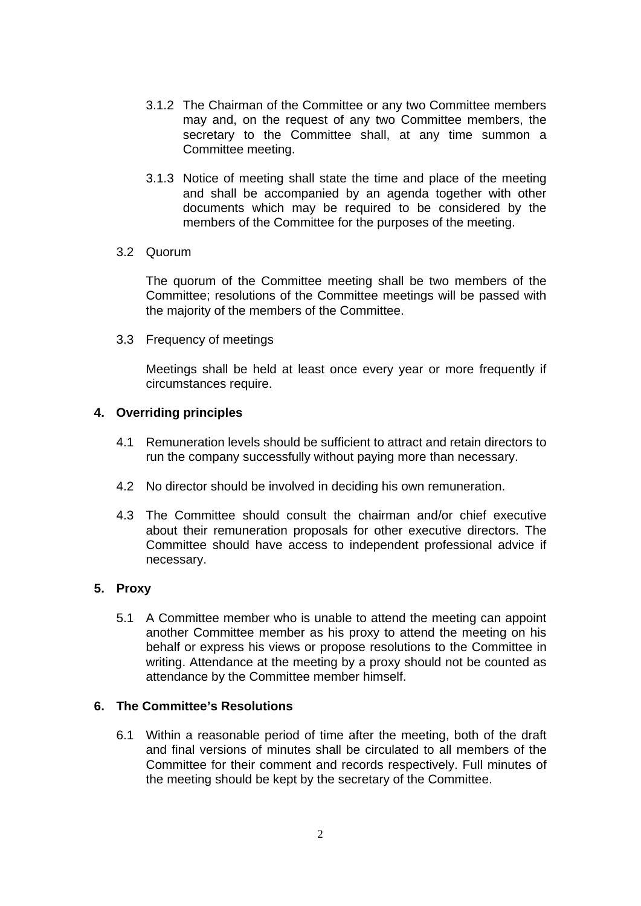3.1.2 The Chairman of the Committee or any two Committee members may and, on the request of any two Committee members, the secretary to the Committee shall, at any time summon a Committee meeting.

3.1.3 Notice of meeting shall state the time and place of the meeting and shall be accompanied by an agenda together with other documents which may be required to be considered by the members of the Committee for the purposes of the meeting.

3.2 Quorum

The quorum of the Committee meeting shall be two members of the Committee; resolutions of the Committee meetings will be passed with the majority of the members of the Committee.

3.3 Frequency of meetings

Meetings shall be held at least once every year or more frequently if circumstances require.

## 4. Overriding principles

4.1 Remuneration levels should be sufficient to attract and retain directors to run the company successfully without paying more than necessary.

4.2 No director should be involved in deciding his own remuneration.

4.3 The Committee should consult the chairman and/or chief executive about their remuneration proposals for other executive directors. The Committee should have access to independent professional advice if necessary.

## 5. Proxy

5.1 A Committee member who is unable to attend the meeting can appoint another Committee member as his proxy to attend the meeting on his behalf or express his views or propose resolutions to the Committee in writing. Attendance at the meeting by a proxy should not be counted as attendance by the Committee member himself.

## 6. The Committee's Resolutions

6.1 Within a reasonable period of time after the meeting, both of the draft and final versions of minutes shall be circulated to all members of the Committee for their comment and records respectively. Full minutes of the meeting should be kept by the secretary of the Committee.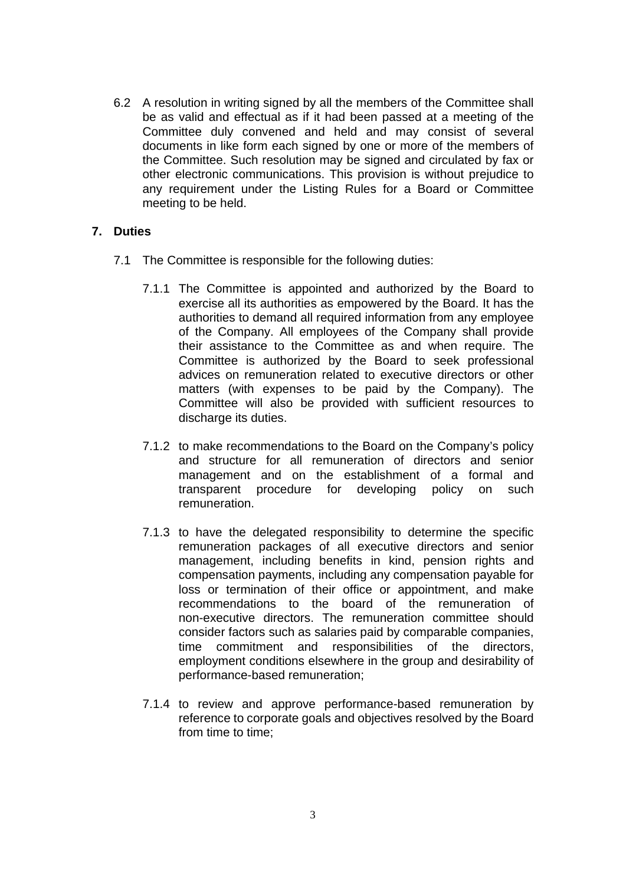6.2 A resolution in writing signed by all the members of the Committee shall be as valid and effectual as if it had been passed at a meeting of the Committee duly convened and held and may consist of several documents in like form each signed by one or more of the members of the Committee. Such resolution may be signed and circulated by fax or other electronic communications. This provision is without prejudice to any requirement under the Listing Rules for a Board or Committee meeting to be held.

## 7. Duties

7.1 The Committee is responsible for the following duties:

7.1.1 The Committee is appointed and authorized by the Board to exercise all its authorities as empowered by the Board. It has the authorities to demand all required information from any employee of the Company. All employees of the Company shall provide their assistance to the Committee as and when require. The Committee is authorized by the Board to seek professional advices on remuneration related to executive directors or other matters (with expenses to be paid by the Company). The Committee will also be provided with sufficient resources to discharge its duties.

7.1.2 to make recommendations to the Board on the Company's policy and structure for all remuneration of directors and senior management and on the establishment of a formal and transparent procedure for developing policy on such remuneration.

7.1.3 to have the delegated responsibility to determine the specific remuneration packages of all executive directors and senior management, including benefits in kind, pension rights and compensation payments, including any compensation payable for loss or termination of their office or appointment, and make recommendations to the board of the remuneration of non-executive directors. The remuneration committee should consider factors such as salaries paid by comparable companies, time commitment and responsibilities of the directors, employment conditions elsewhere in the group and desirability of performance-based remuneration;

7.1.4 to review and approve performance-based remuneration by reference to corporate goals and objectives resolved by the Board from time to time;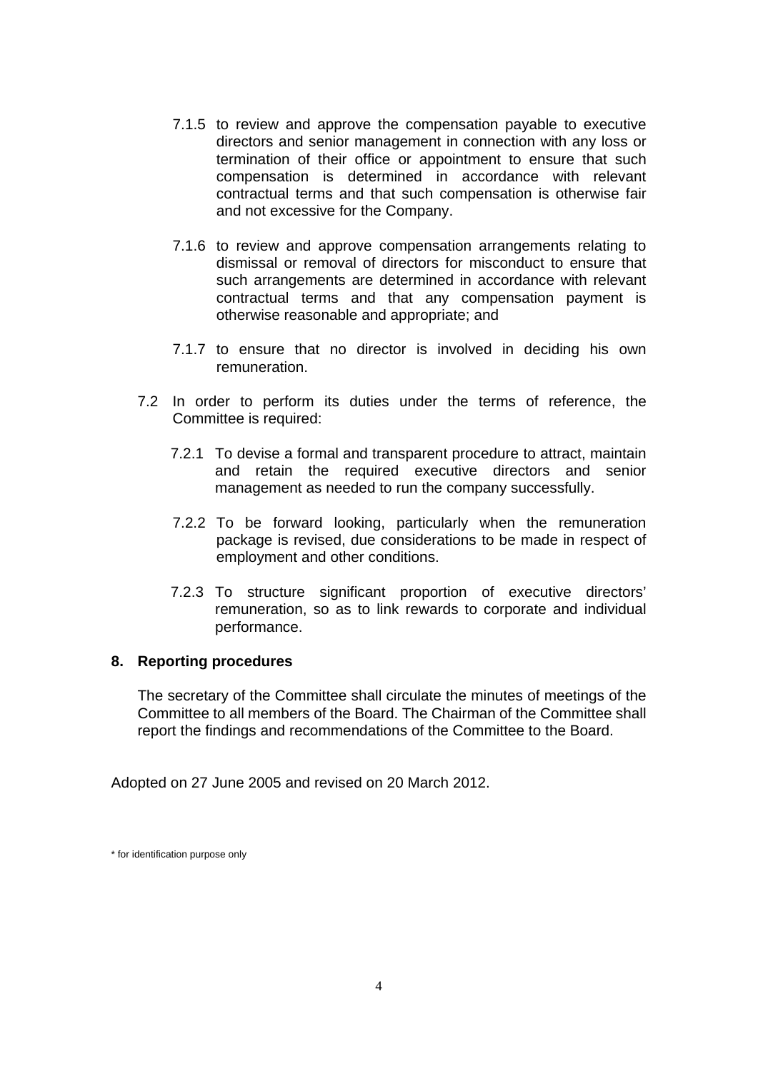7.1.5 to review and approve the compensation payable to executive directors and senior management in connection with any loss or termination of their office or appointment to ensure that such compensation is determined in accordance with relevant contractual terms and that such compensation is otherwise fair and not excessive for the Company.

7.1.6 to review and approve compensation arrangements relating to dismissal or removal of directors for misconduct to ensure that such arrangements are determined in accordance with relevant contractual terms and that any compensation payment is otherwise reasonable and appropriate; and

7.1.7 to ensure that no director is involved in deciding his own remuneration.

7.2 In order to perform its duties under the terms of reference, the Committee is required:

7.2.1 To devise a formal and transparent procedure to attract, maintain and retain the required executive directors and senior management as needed to run the company successfully.

7.2.2 To be forward looking, particularly when the remuneration package is revised, due considerations to be made in respect of employment and other conditions.

7.2.3 To structure significant proportion of executive directors' remuneration, so as to link rewards to corporate and individual performance.

## 8. Reporting procedures

The secretary of the Committee shall circulate the minutes of meetings of the Committee to all members of the Board. The Chairman of the Committee shall report the findings and recommendations of the Committee to the Board.

Adopted on 27 June 2005 and revised on 20 March 2012.

* for identification purpose only